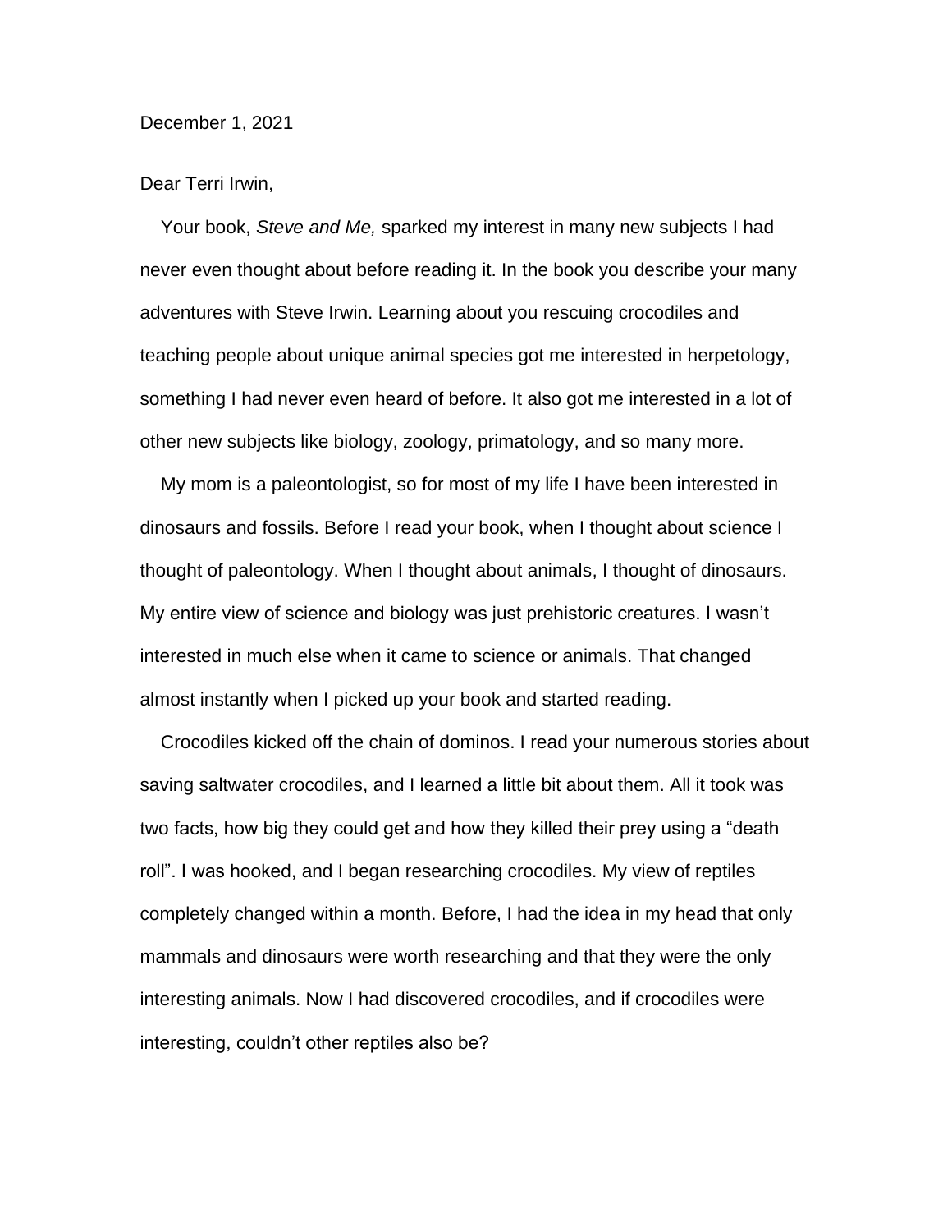December 1, 2021

Dear Terri Irwin,

Your book, *Steve and Me,* sparked my interest in many new subjects I had never even thought about before reading it. In the book you describe your many adventures with Steve Irwin. Learning about you rescuing crocodiles and teaching people about unique animal species got me interested in herpetology, something I had never even heard of before. It also got me interested in a lot of other new subjects like biology, zoology, primatology, and so many more.

My mom is a paleontologist, so for most of my life I have been interested in dinosaurs and fossils. Before I read your book, when I thought about science I thought of paleontology. When I thought about animals, I thought of dinosaurs. My entire view of science and biology was just prehistoric creatures. I wasn't interested in much else when it came to science or animals. That changed almost instantly when I picked up your book and started reading.

Crocodiles kicked off the chain of dominos. I read your numerous stories about saving saltwater crocodiles, and I learned a little bit about them. All it took was two facts, how big they could get and how they killed their prey using a "death roll". I was hooked, and I began researching crocodiles. My view of reptiles completely changed within a month. Before, I had the idea in my head that only mammals and dinosaurs were worth researching and that they were the only interesting animals. Now I had discovered crocodiles, and if crocodiles were interesting, couldn't other reptiles also be?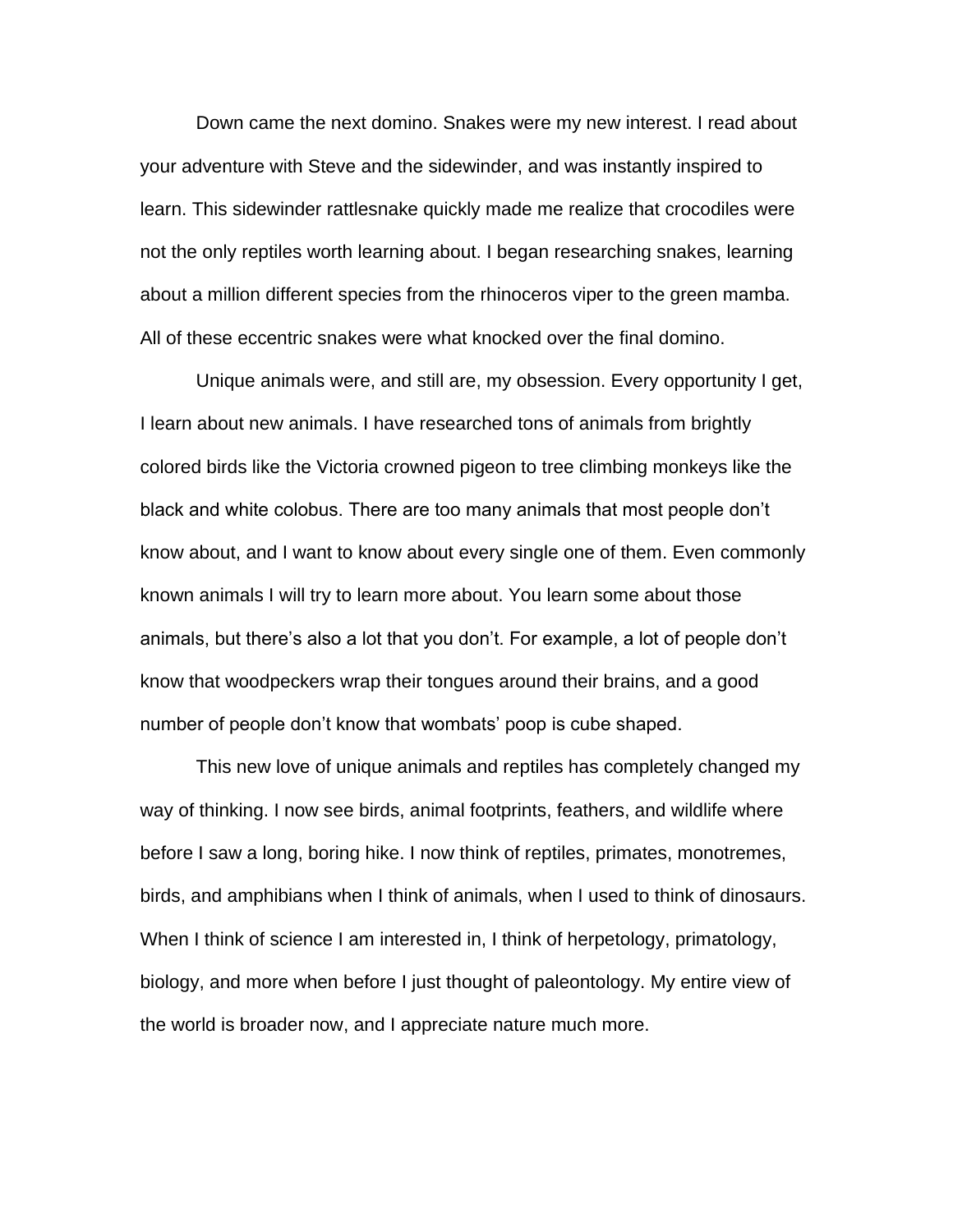Down came the next domino. Snakes were my new interest. I read about your adventure with Steve and the sidewinder, and was instantly inspired to learn. This sidewinder rattlesnake quickly made me realize that crocodiles were not the only reptiles worth learning about. I began researching snakes, learning about a million different species from the rhinoceros viper to the green mamba. All of these eccentric snakes were what knocked over the final domino.

Unique animals were, and still are, my obsession. Every opportunity I get, I learn about new animals. I have researched tons of animals from brightly colored birds like the Victoria crowned pigeon to tree climbing monkeys like the black and white colobus. There are too many animals that most people don't know about, and I want to know about every single one of them. Even commonly known animals I will try to learn more about. You learn some about those animals, but there's also a lot that you don't. For example, a lot of people don't know that woodpeckers wrap their tongues around their brains, and a good number of people don't know that wombats' poop is cube shaped.

This new love of unique animals and reptiles has completely changed my way of thinking. I now see birds, animal footprints, feathers, and wildlife where before I saw a long, boring hike. I now think of reptiles, primates, monotremes, birds, and amphibians when I think of animals, when I used to think of dinosaurs. When I think of science I am interested in, I think of herpetology, primatology, biology, and more when before I just thought of paleontology. My entire view of the world is broader now, and I appreciate nature much more.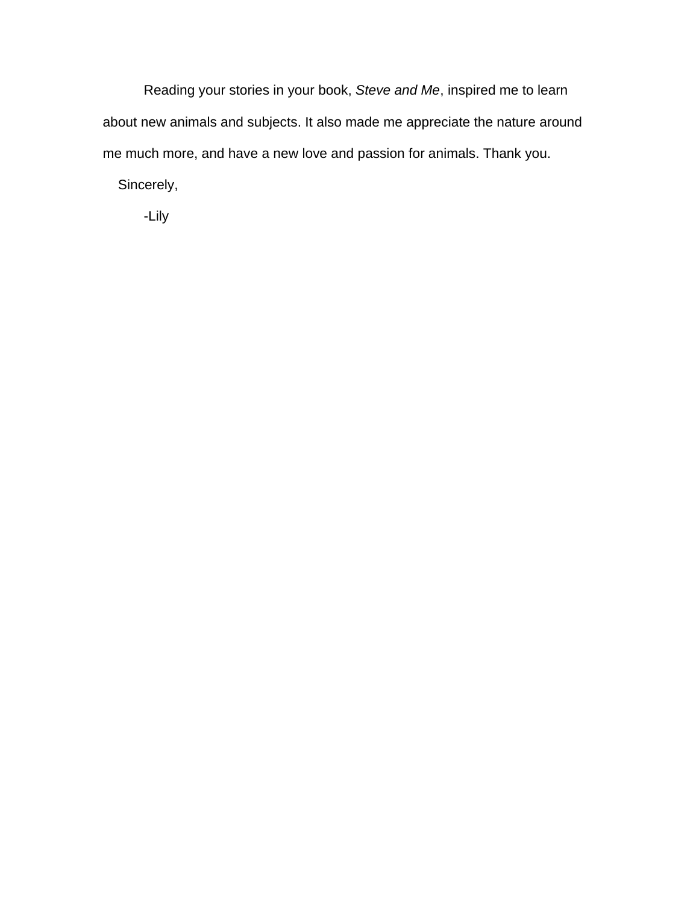Reading your stories in your book, *Steve and Me*, inspired me to learn about new animals and subjects. It also made me appreciate the nature around me much more, and have a new love and passion for animals. Thank you.

Sincerely,

-Lily